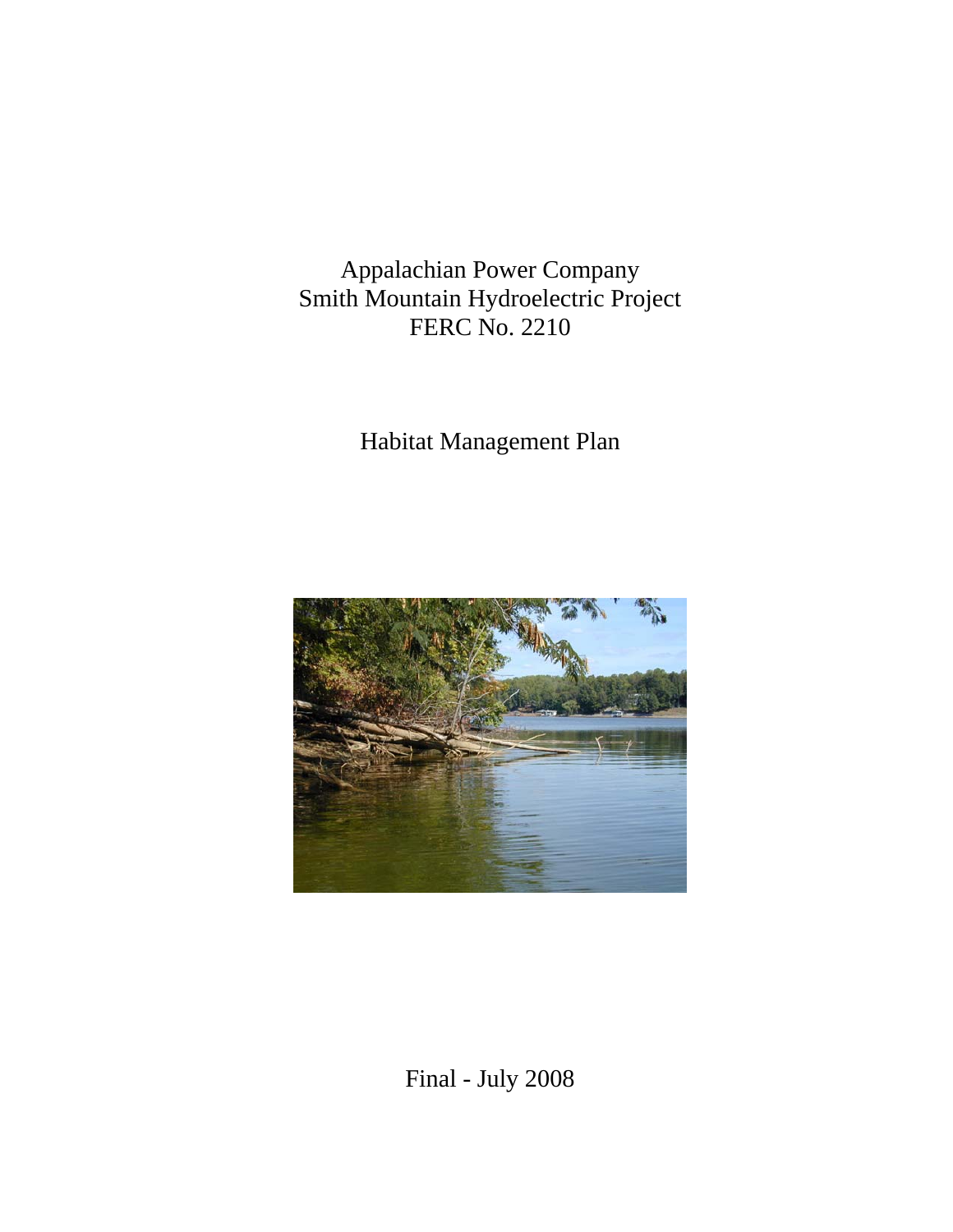Appalachian Power Company
Smith Mountain Hydroelectric Project
FERC No. 2210

# Habitat Management Plan

Final - July 2008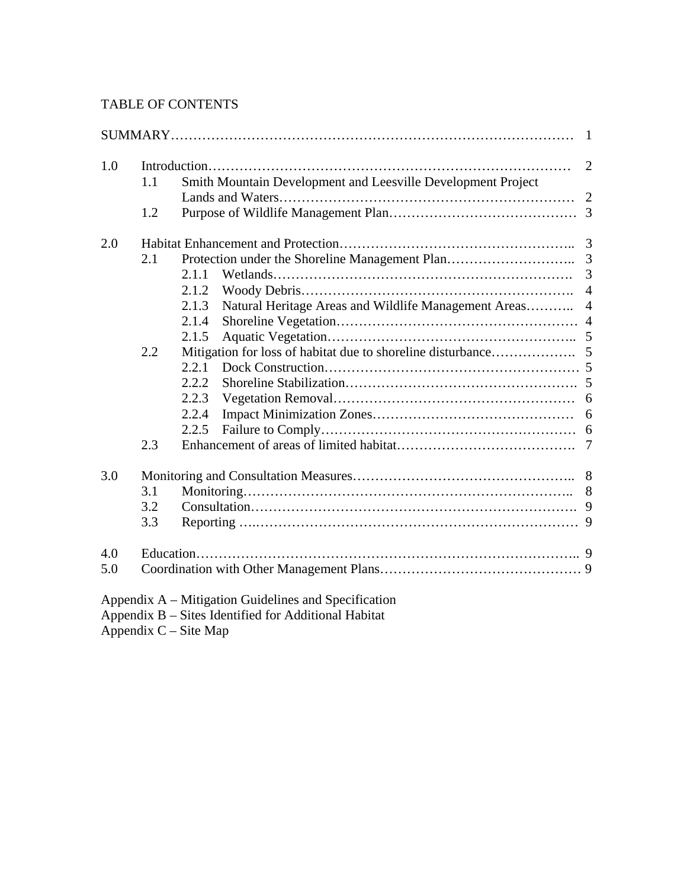TABLE OF CONTENTS

| | | | |
|---|---|---|---|
| SUMMARY | | | 1 |
| 1.0 | Introduction | | 2 |
| | 1.1 | Smith Mountain Development and Leesville Development Project Lands and Waters | 2 |
| | 1.2 | Purpose of Wildlife Management Plan | 3 |
| 2.0 | Habitat Enhancement and Protection | | 3 |
| | 2.1 | Protection under the Shoreline Management Plan | 3 |
| | | 2.1.1 Wetlands | 3 |
| | | 2.1.2 Woody Debris | 4 |
| | | 2.1.3 Natural Heritage Areas and Wildlife Management Areas | 4 |
| | | 2.1.4 Shoreline Vegetation | 4 |
| | | 2.1.5 Aquatic Vegetation | 5 |
| | 2.2 | Mitigation for loss of habitat due to shoreline disturbance | 5 |
| | | 2.2.1 Dock Construction | 5 |
| | | 2.2.2 Shoreline Stabilization | 5 |
| | | 2.2.3 Vegetation Removal | 6 |
| | | 2.2.4 Impact Minimization Zones | 6 |
| | | 2.2.5 Failure to Comply | 6 |
| | 2.3 | Enhancement of areas of limited habitat | 7 |
| 3.0 | Monitoring and Consultation Measures | | 8 |
| | 3.1 | Monitoring | 8 |
| | 3.2 | Consultation | 9 |
| | 3.3 | Reporting | 9 |
| 4.0 | Education | | 9 |
| 5.0 | Coordination with Other Management Plans | | 9 |

Appendix A – Mitigation Guidelines and Specification
Appendix B – Sites Identified for Additional Habitat
Appendix C – Site Map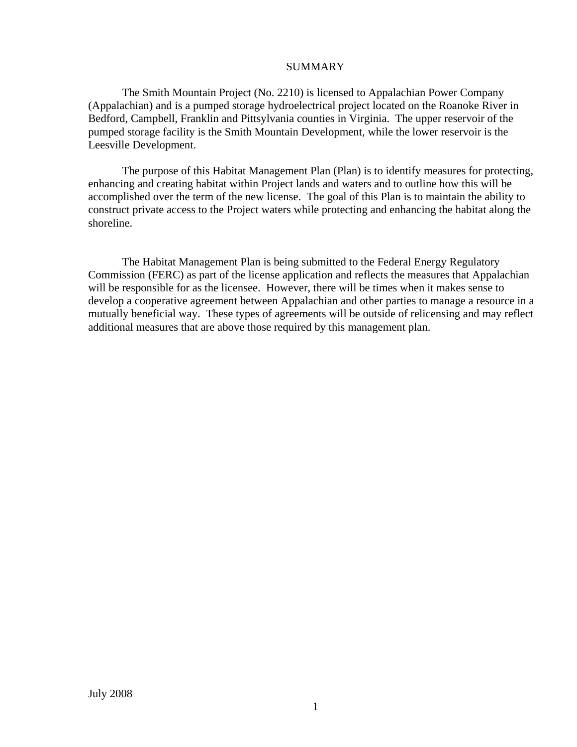# SUMMARY

The Smith Mountain Project (No. 2210) is licensed to Appalachian Power Company (Appalachian) and is a pumped storage hydroelectrical project located on the Roanoke River in Bedford, Campbell, Franklin and Pittsylvania counties in Virginia. The upper reservoir of the pumped storage facility is the Smith Mountain Development, while the lower reservoir is the Leesville Development.

The purpose of this Habitat Management Plan (Plan) is to identify measures for protecting, enhancing and creating habitat within Project lands and waters and to outline how this will be accomplished over the term of the new license. The goal of this Plan is to maintain the ability to construct private access to the Project waters while protecting and enhancing the habitat along the shoreline.

The Habitat Management Plan is being submitted to the Federal Energy Regulatory Commission (FERC) as part of the license application and reflects the measures that Appalachian will be responsible for as the licensee. However, there will be times when it makes sense to develop a cooperative agreement between Appalachian and other parties to manage a resource in a mutually beneficial way. These types of agreements will be outside of relicensing and may reflect additional measures that are above those required by this management plan.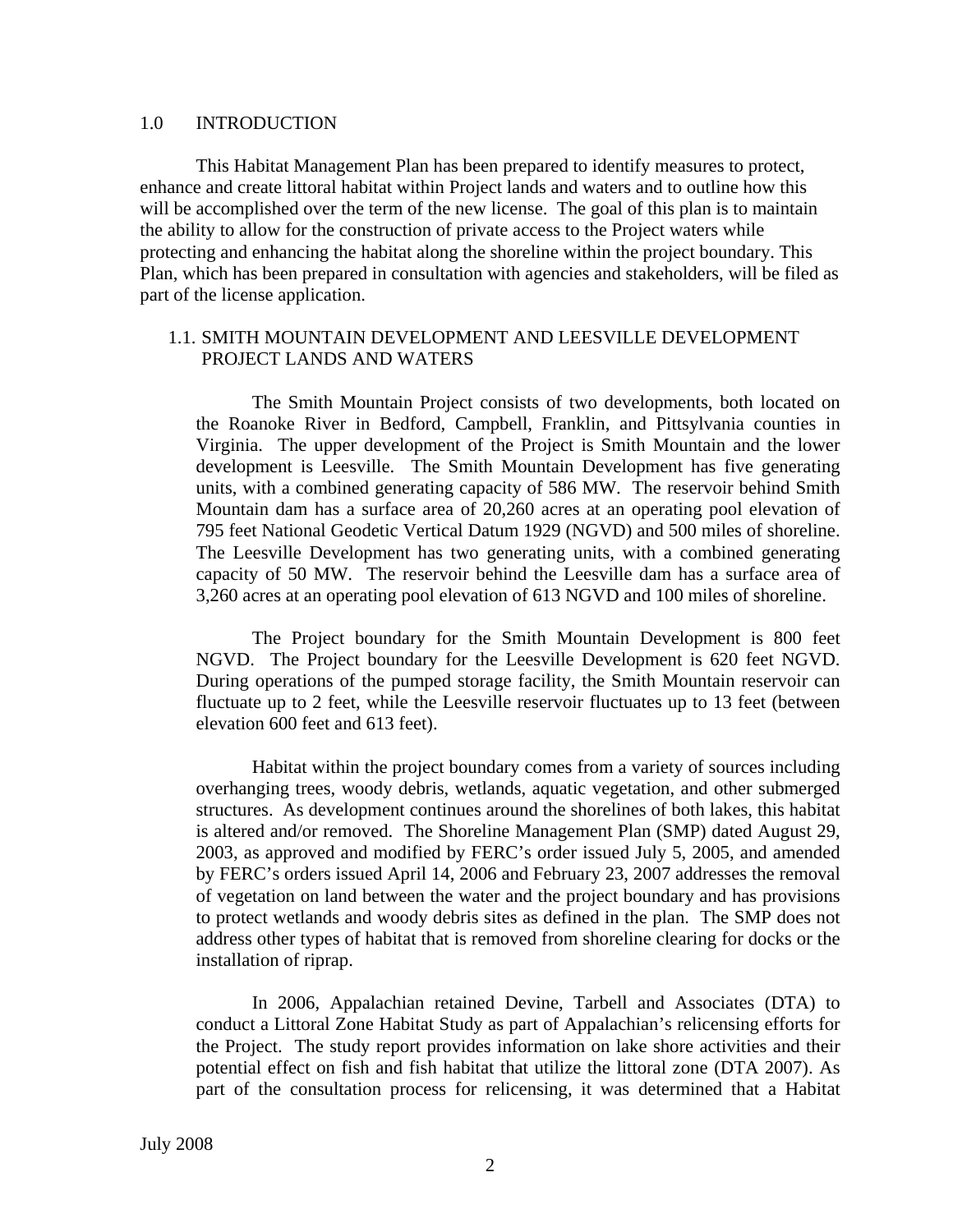# 1.0 INTRODUCTION

This Habitat Management Plan has been prepared to identify measures to protect, enhance and create littoral habitat within Project lands and waters and to outline how this will be accomplished over the term of the new license. The goal of this plan is to maintain the ability to allow for the construction of private access to the Project waters while protecting and enhancing the habitat along the shoreline within the project boundary. This Plan, which has been prepared in consultation with agencies and stakeholders, will be filed as part of the license application.

## 1.1. SMITH MOUNTAIN DEVELOPMENT AND LEESVILLE DEVELOPMENT PROJECT LANDS AND WATERS

The Smith Mountain Project consists of two developments, both located on the Roanoke River in Bedford, Campbell, Franklin, and Pittsylvania counties in Virginia. The upper development of the Project is Smith Mountain and the lower development is Leesville. The Smith Mountain Development has five generating units, with a combined generating capacity of 586 MW. The reservoir behind Smith Mountain dam has a surface area of 20,260 acres at an operating pool elevation of 795 feet National Geodetic Vertical Datum 1929 (NGVD) and 500 miles of shoreline. The Leesville Development has two generating units, with a combined generating capacity of 50 MW. The reservoir behind the Leesville dam has a surface area of 3,260 acres at an operating pool elevation of 613 NGVD and 100 miles of shoreline.

The Project boundary for the Smith Mountain Development is 800 feet NGVD. The Project boundary for the Leesville Development is 620 feet NGVD. During operations of the pumped storage facility, the Smith Mountain reservoir can fluctuate up to 2 feet, while the Leesville reservoir fluctuates up to 13 feet (between elevation 600 feet and 613 feet).

Habitat within the project boundary comes from a variety of sources including overhanging trees, woody debris, wetlands, aquatic vegetation, and other submerged structures. As development continues around the shorelines of both lakes, this habitat is altered and/or removed. The Shoreline Management Plan (SMP) dated August 29, 2003, as approved and modified by FERC's order issued July 5, 2005, and amended by FERC's orders issued April 14, 2006 and February 23, 2007 addresses the removal of vegetation on land between the water and the project boundary and has provisions to protect wetlands and woody debris sites as defined in the plan. The SMP does not address other types of habitat that is removed from shoreline clearing for docks or the installation of riprap.

In 2006, Appalachian retained Devine, Tarbell and Associates (DTA) to conduct a Littoral Zone Habitat Study as part of Appalachian's relicensing efforts for the Project. The study report provides information on lake shore activities and their potential effect on fish and fish habitat that utilize the littoral zone (DTA 2007). As part of the consultation process for relicensing, it was determined that a Habitat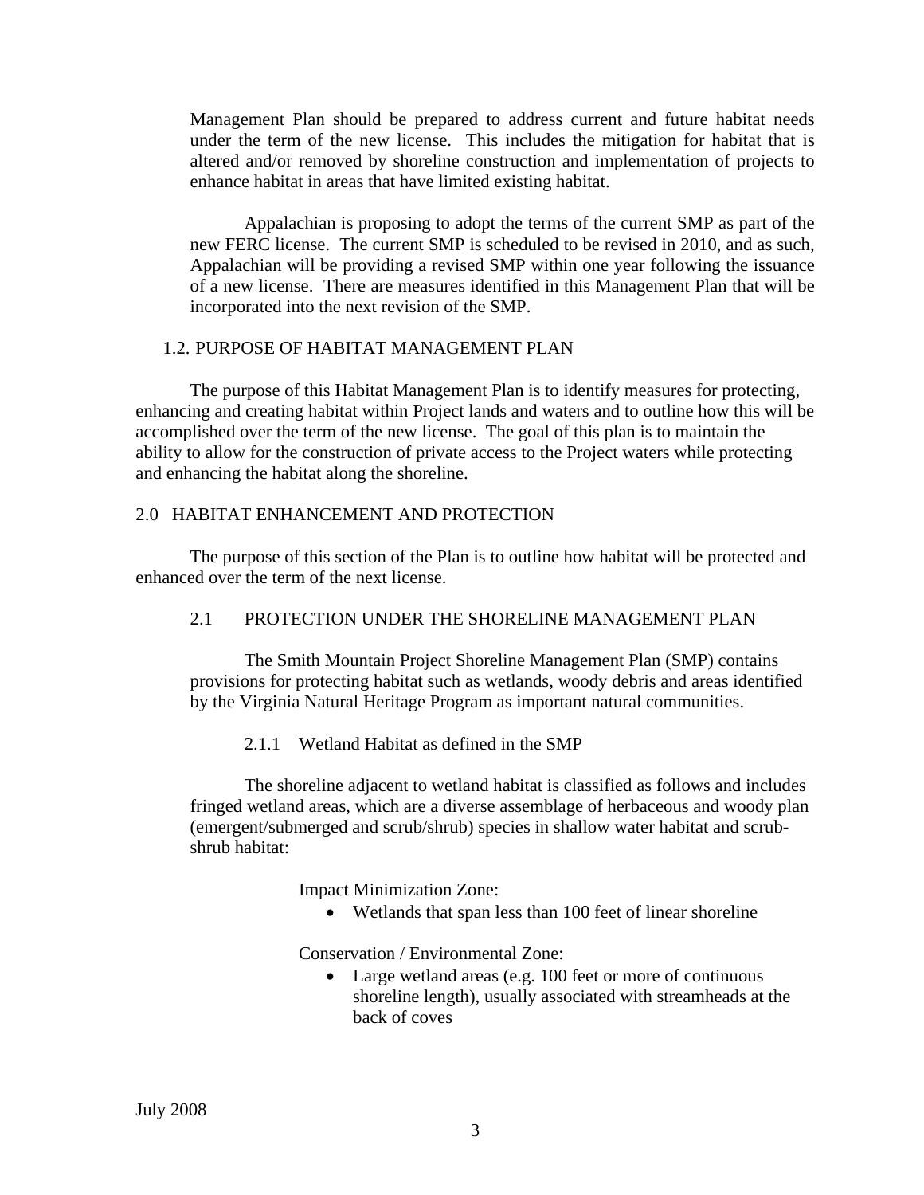Management Plan should be prepared to address current and future habitat needs under the term of the new license. This includes the mitigation for habitat that is altered and/or removed by shoreline construction and implementation of projects to enhance habitat in areas that have limited existing habitat.

Appalachian is proposing to adopt the terms of the current SMP as part of the new FERC license. The current SMP is scheduled to be revised in 2010, and as such, Appalachian will be providing a revised SMP within one year following the issuance of a new license. There are measures identified in this Management Plan that will be incorporated into the next revision of the SMP.

### 1.2. PURPOSE OF HABITAT MANAGEMENT PLAN

The purpose of this Habitat Management Plan is to identify measures for protecting, enhancing and creating habitat within Project lands and waters and to outline how this will be accomplished over the term of the new license. The goal of this plan is to maintain the ability to allow for the construction of private access to the Project waters while protecting and enhancing the habitat along the shoreline.

## 2.0 HABITAT ENHANCEMENT AND PROTECTION

The purpose of this section of the Plan is to outline how habitat will be protected and enhanced over the term of the next license.

### 2.1 PROTECTION UNDER THE SHORELINE MANAGEMENT PLAN

The Smith Mountain Project Shoreline Management Plan (SMP) contains provisions for protecting habitat such as wetlands, woody debris and areas identified by the Virginia Natural Heritage Program as important natural communities.

#### 2.1.1 Wetland Habitat as defined in the SMP

The shoreline adjacent to wetland habitat is classified as follows and includes fringed wetland areas, which are a diverse assemblage of herbaceous and woody plan (emergent/submerged and scrub/shrub) species in shallow water habitat and scrub-shrub habitat:

Impact Minimization Zone:

- Wetlands that span less than 100 feet of linear shoreline

Conservation / Environmental Zone:

- Large wetland areas (e.g. 100 feet or more of continuous shoreline length), usually associated with streamheads at the back of coves

July 2008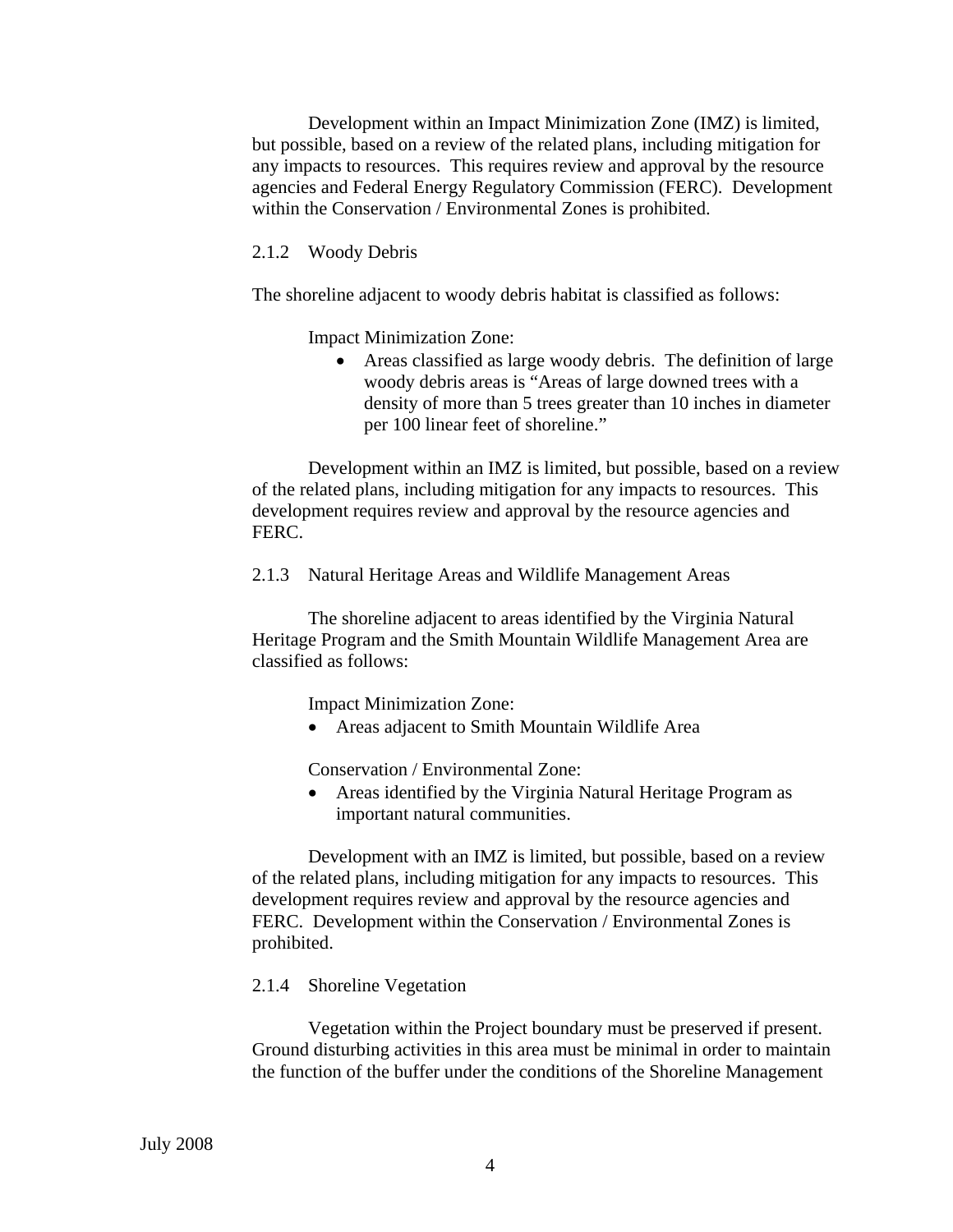Development within an Impact Minimization Zone (IMZ) is limited, but possible, based on a review of the related plans, including mitigation for any impacts to resources. This requires review and approval by the resource agencies and Federal Energy Regulatory Commission (FERC). Development within the Conservation / Environmental Zones is prohibited.

### 2.1.2 Woody Debris

The shoreline adjacent to woody debris habitat is classified as follows:

Impact Minimization Zone:

- Areas classified as large woody debris. The definition of large woody debris areas is "Areas of large downed trees with a density of more than 5 trees greater than 10 inches in diameter per 100 linear feet of shoreline."

Development within an IMZ is limited, but possible, based on a review of the related plans, including mitigation for any impacts to resources. This development requires review and approval by the resource agencies and FERC.

### 2.1.3 Natural Heritage Areas and Wildlife Management Areas

The shoreline adjacent to areas identified by the Virginia Natural Heritage Program and the Smith Mountain Wildlife Management Area are classified as follows:

Impact Minimization Zone:

- Areas adjacent to Smith Mountain Wildlife Area

Conservation / Environmental Zone:

- Areas identified by the Virginia Natural Heritage Program as important natural communities.

Development with an IMZ is limited, but possible, based on a review of the related plans, including mitigation for any impacts to resources. This development requires review and approval by the resource agencies and FERC. Development within the Conservation / Environmental Zones is prohibited.

### 2.1.4 Shoreline Vegetation

Vegetation within the Project boundary must be preserved if present. Ground disturbing activities in this area must be minimal in order to maintain the function of the buffer under the conditions of the Shoreline Management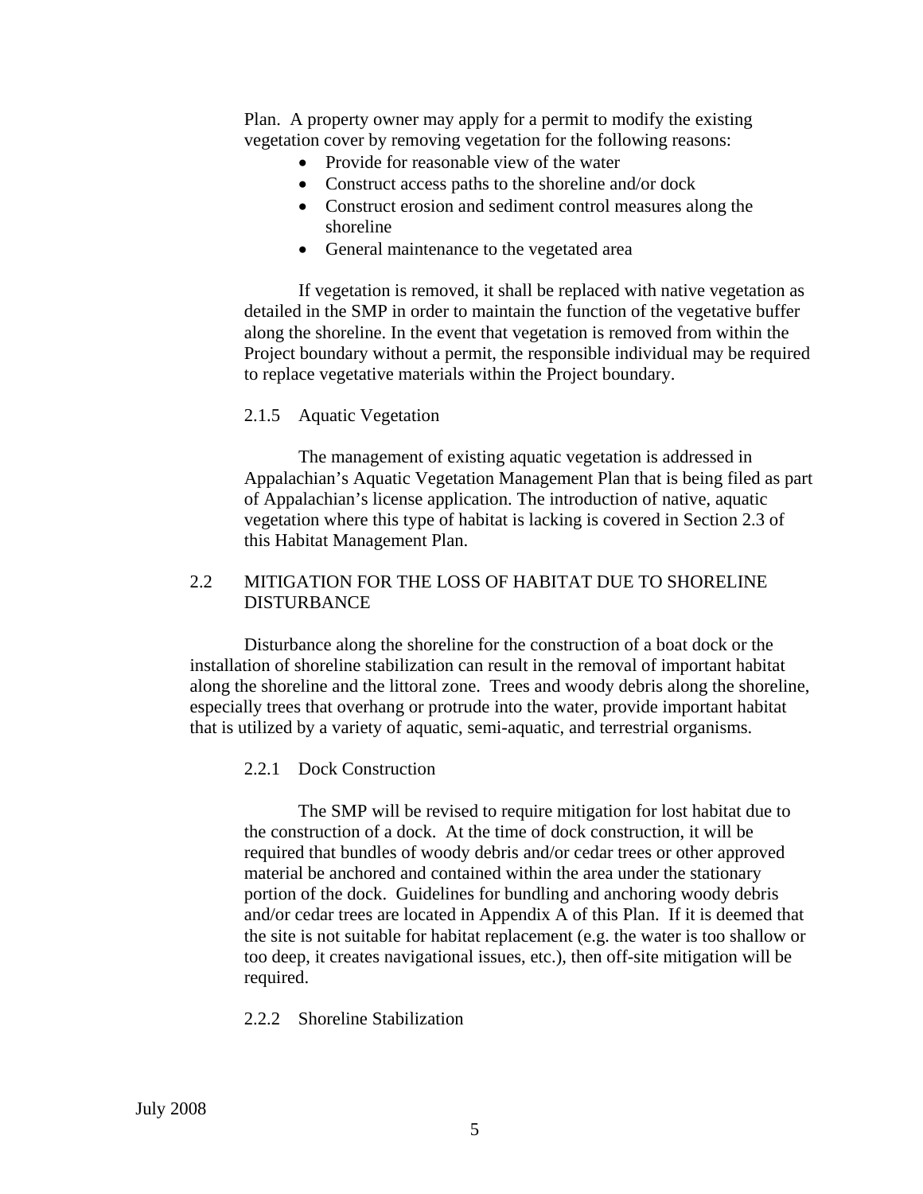Plan. A property owner may apply for a permit to modify the existing vegetation cover by removing vegetation for the following reasons:

- Provide for reasonable view of the water
- Construct access paths to the shoreline and/or dock
- Construct erosion and sediment control measures along the shoreline
- General maintenance to the vegetated area

If vegetation is removed, it shall be replaced with native vegetation as detailed in the SMP in order to maintain the function of the vegetative buffer along the shoreline. In the event that vegetation is removed from within the Project boundary without a permit, the responsible individual may be required to replace vegetative materials within the Project boundary.

#### 2.1.5 Aquatic Vegetation

The management of existing aquatic vegetation is addressed in Appalachian's Aquatic Vegetation Management Plan that is being filed as part of Appalachian's license application. The introduction of native, aquatic vegetation where this type of habitat is lacking is covered in Section 2.3 of this Habitat Management Plan.

### 2.2 MITIGATION FOR THE LOSS OF HABITAT DUE TO SHORELINE DISTURBANCE

Disturbance along the shoreline for the construction of a boat dock or the installation of shoreline stabilization can result in the removal of important habitat along the shoreline and the littoral zone. Trees and woody debris along the shoreline, especially trees that overhang or protrude into the water, provide important habitat that is utilized by a variety of aquatic, semi-aquatic, and terrestrial organisms.

#### 2.2.1 Dock Construction

The SMP will be revised to require mitigation for lost habitat due to the construction of a dock. At the time of dock construction, it will be required that bundles of woody debris and/or cedar trees or other approved material be anchored and contained within the area under the stationary portion of the dock. Guidelines for bundling and anchoring woody debris and/or cedar trees are located in Appendix A of this Plan. If it is deemed that the site is not suitable for habitat replacement (e.g. the water is too shallow or too deep, it creates navigational issues, etc.), then off-site mitigation will be required.

#### 2.2.2 Shoreline Stabilization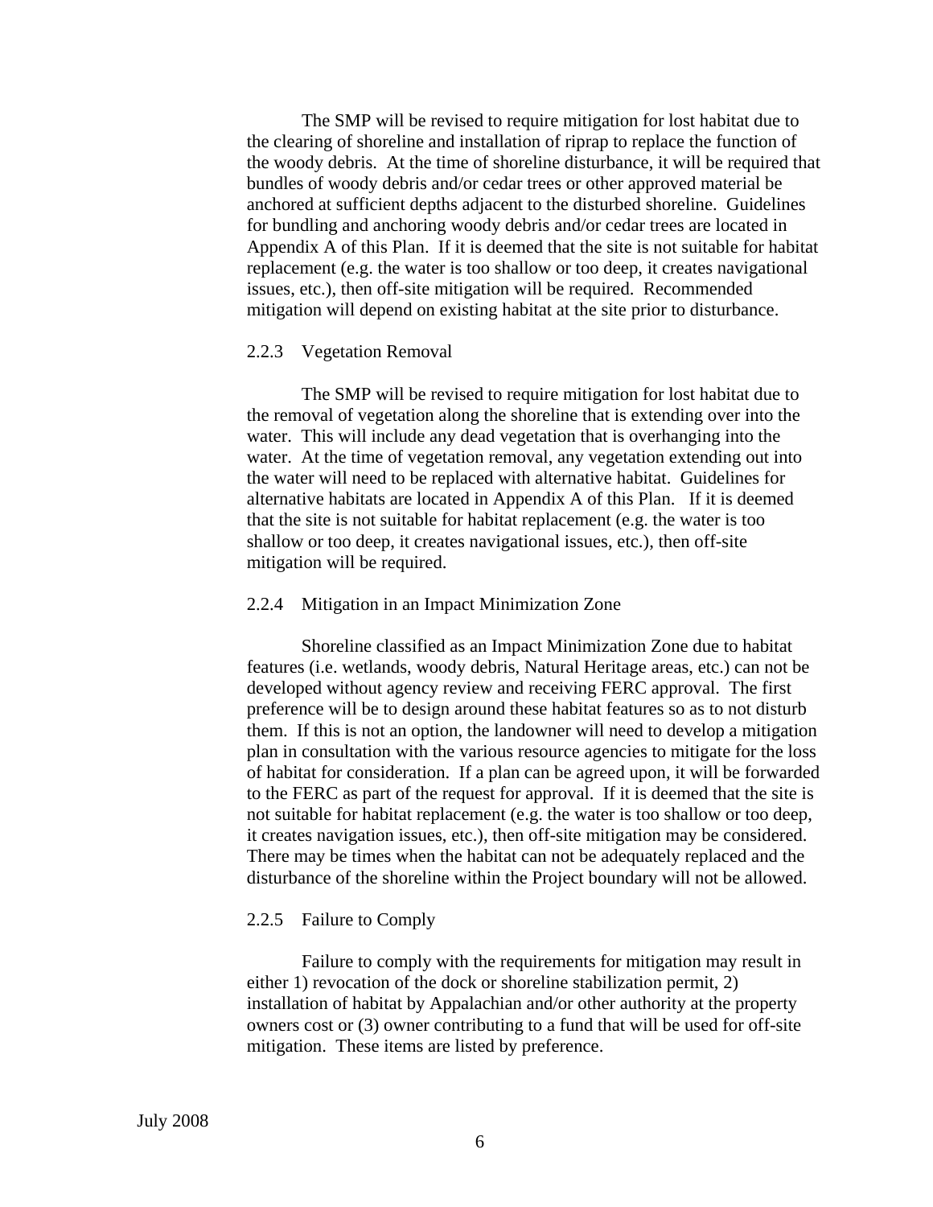The SMP will be revised to require mitigation for lost habitat due to the clearing of shoreline and installation of riprap to replace the function of the woody debris. At the time of shoreline disturbance, it will be required that bundles of woody debris and/or cedar trees or other approved material be anchored at sufficient depths adjacent to the disturbed shoreline. Guidelines for bundling and anchoring woody debris and/or cedar trees are located in Appendix A of this Plan. If it is deemed that the site is not suitable for habitat replacement (e.g. the water is too shallow or too deep, it creates navigational issues, etc.), then off-site mitigation will be required. Recommended mitigation will depend on existing habitat at the site prior to disturbance.

#### 2.2.3 Vegetation Removal

The SMP will be revised to require mitigation for lost habitat due to the removal of vegetation along the shoreline that is extending over into the water. This will include any dead vegetation that is overhanging into the water. At the time of vegetation removal, any vegetation extending out into the water will need to be replaced with alternative habitat. Guidelines for alternative habitats are located in Appendix A of this Plan. If it is deemed that the site is not suitable for habitat replacement (e.g. the water is too shallow or too deep, it creates navigational issues, etc.), then off-site mitigation will be required.

#### 2.2.4 Mitigation in an Impact Minimization Zone

Shoreline classified as an Impact Minimization Zone due to habitat features (i.e. wetlands, woody debris, Natural Heritage areas, etc.) can not be developed without agency review and receiving FERC approval. The first preference will be to design around these habitat features so as to not disturb them. If this is not an option, the landowner will need to develop a mitigation plan in consultation with the various resource agencies to mitigate for the loss of habitat for consideration. If a plan can be agreed upon, it will be forwarded to the FERC as part of the request for approval. If it is deemed that the site is not suitable for habitat replacement (e.g. the water is too shallow or too deep, it creates navigation issues, etc.), then off-site mitigation may be considered. There may be times when the habitat can not be adequately replaced and the disturbance of the shoreline within the Project boundary will not be allowed.

#### 2.2.5 Failure to Comply

Failure to comply with the requirements for mitigation may result in either 1) revocation of the dock or shoreline stabilization permit, 2) installation of habitat by Appalachian and/or other authority at the property owners cost or (3) owner contributing to a fund that will be used for off-site mitigation. These items are listed by preference.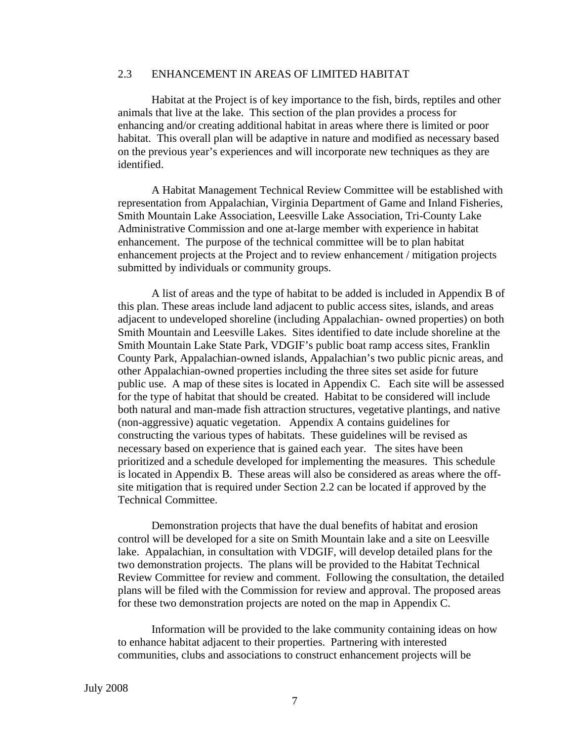## 2.3 ENHANCEMENT IN AREAS OF LIMITED HABITAT

Habitat at the Project is of key importance to the fish, birds, reptiles and other animals that live at the lake. This section of the plan provides a process for enhancing and/or creating additional habitat in areas where there is limited or poor habitat. This overall plan will be adaptive in nature and modified as necessary based on the previous year's experiences and will incorporate new techniques as they are identified.

A Habitat Management Technical Review Committee will be established with representation from Appalachian, Virginia Department of Game and Inland Fisheries, Smith Mountain Lake Association, Leesville Lake Association, Tri-County Lake Administrative Commission and one at-large member with experience in habitat enhancement. The purpose of the technical committee will be to plan habitat enhancement projects at the Project and to review enhancement / mitigation projects submitted by individuals or community groups.

A list of areas and the type of habitat to be added is included in Appendix B of this plan. These areas include land adjacent to public access sites, islands, and areas adjacent to undeveloped shoreline (including Appalachian- owned properties) on both Smith Mountain and Leesville Lakes. Sites identified to date include shoreline at the Smith Mountain Lake State Park, VDGIF's public boat ramp access sites, Franklin County Park, Appalachian-owned islands, Appalachian's two public picnic areas, and other Appalachian-owned properties including the three sites set aside for future public use. A map of these sites is located in Appendix C. Each site will be assessed for the type of habitat that should be created. Habitat to be considered will include both natural and man-made fish attraction structures, vegetative plantings, and native (non-aggressive) aquatic vegetation. Appendix A contains guidelines for constructing the various types of habitats. These guidelines will be revised as necessary based on experience that is gained each year. The sites have been prioritized and a schedule developed for implementing the measures. This schedule is located in Appendix B. These areas will also be considered as areas where the off-site mitigation that is required under Section 2.2 can be located if approved by the Technical Committee.

Demonstration projects that have the dual benefits of habitat and erosion control will be developed for a site on Smith Mountain lake and a site on Leesville lake. Appalachian, in consultation with VDGIF, will develop detailed plans for the two demonstration projects. The plans will be provided to the Habitat Technical Review Committee for review and comment. Following the consultation, the detailed plans will be filed with the Commission for review and approval. The proposed areas for these two demonstration projects are noted on the map in Appendix C.

Information will be provided to the lake community containing ideas on how to enhance habitat adjacent to their properties. Partnering with interested communities, clubs and associations to construct enhancement projects will be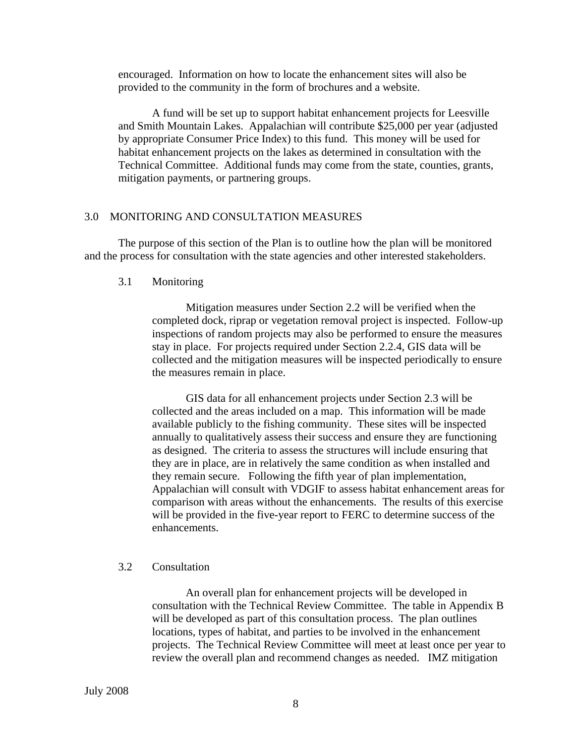encouraged. Information on how to locate the enhancement sites will also be provided to the community in the form of brochures and a website.

A fund will be set up to support habitat enhancement projects for Leesville and Smith Mountain Lakes. Appalachian will contribute $25,000 per year (adjusted by appropriate Consumer Price Index) to this fund. This money will be used for habitat enhancement projects on the lakes as determined in consultation with the Technical Committee. Additional funds may come from the state, counties, grants, mitigation payments, or partnering groups.

## 3.0 MONITORING AND CONSULTATION MEASURES

The purpose of this section of the Plan is to outline how the plan will be monitored and the process for consultation with the state agencies and other interested stakeholders.

### 3.1 Monitoring

Mitigation measures under Section 2.2 will be verified when the completed dock, riprap or vegetation removal project is inspected. Follow-up inspections of random projects may also be performed to ensure the measures stay in place. For projects required under Section 2.2.4, GIS data will be collected and the mitigation measures will be inspected periodically to ensure the measures remain in place.

GIS data for all enhancement projects under Section 2.3 will be collected and the areas included on a map. This information will be made available publicly to the fishing community. These sites will be inspected annually to qualitatively assess their success and ensure they are functioning as designed. The criteria to assess the structures will include ensuring that they are in place, are in relatively the same condition as when installed and they remain secure. Following the fifth year of plan implementation, Appalachian will consult with VDGIF to assess habitat enhancement areas for comparison with areas without the enhancements. The results of this exercise will be provided in the five-year report to FERC to determine success of the enhancements.

### 3.2 Consultation

An overall plan for enhancement projects will be developed in consultation with the Technical Review Committee. The table in Appendix B will be developed as part of this consultation process. The plan outlines locations, types of habitat, and parties to be involved in the enhancement projects. The Technical Review Committee will meet at least once per year to review the overall plan and recommend changes as needed. IMZ mitigation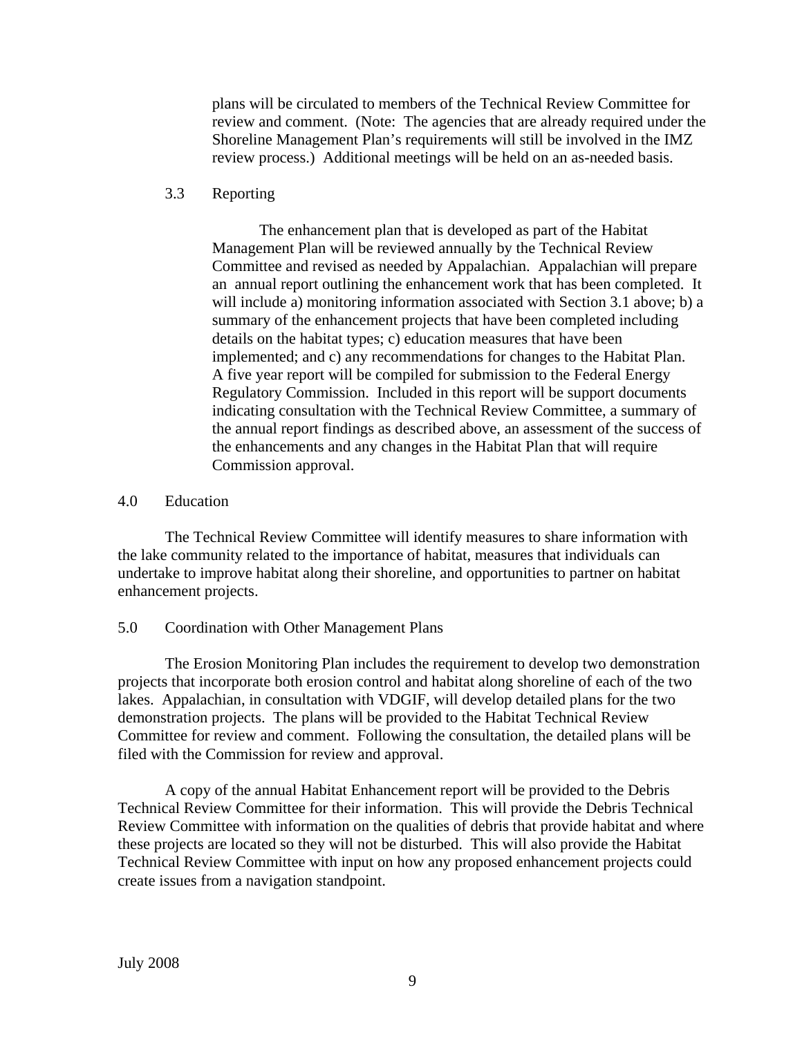plans will be circulated to members of the Technical Review Committee for review and comment. (Note: The agencies that are already required under the Shoreline Management Plan's requirements will still be involved in the IMZ review process.) Additional meetings will be held on an as-needed basis.

### 3.3 Reporting

The enhancement plan that is developed as part of the Habitat Management Plan will be reviewed annually by the Technical Review Committee and revised as needed by Appalachian. Appalachian will prepare an annual report outlining the enhancement work that has been completed. It will include a) monitoring information associated with Section 3.1 above; b) a summary of the enhancement projects that have been completed including details on the habitat types; c) education measures that have been implemented; and c) any recommendations for changes to the Habitat Plan. A five year report will be compiled for submission to the Federal Energy Regulatory Commission. Included in this report will be support documents indicating consultation with the Technical Review Committee, a summary of the annual report findings as described above, an assessment of the success of the enhancements and any changes in the Habitat Plan that will require Commission approval.

## 4.0 Education

The Technical Review Committee will identify measures to share information with the lake community related to the importance of habitat, measures that individuals can undertake to improve habitat along their shoreline, and opportunities to partner on habitat enhancement projects.

## 5.0 Coordination with Other Management Plans

The Erosion Monitoring Plan includes the requirement to develop two demonstration projects that incorporate both erosion control and habitat along shoreline of each of the two lakes. Appalachian, in consultation with VDGIF, will develop detailed plans for the two demonstration projects. The plans will be provided to the Habitat Technical Review Committee for review and comment. Following the consultation, the detailed plans will be filed with the Commission for review and approval.

A copy of the annual Habitat Enhancement report will be provided to the Debris Technical Review Committee for their information. This will provide the Debris Technical Review Committee with information on the qualities of debris that provide habitat and where these projects are located so they will not be disturbed. This will also provide the Habitat Technical Review Committee with input on how any proposed enhancement projects could create issues from a navigation standpoint.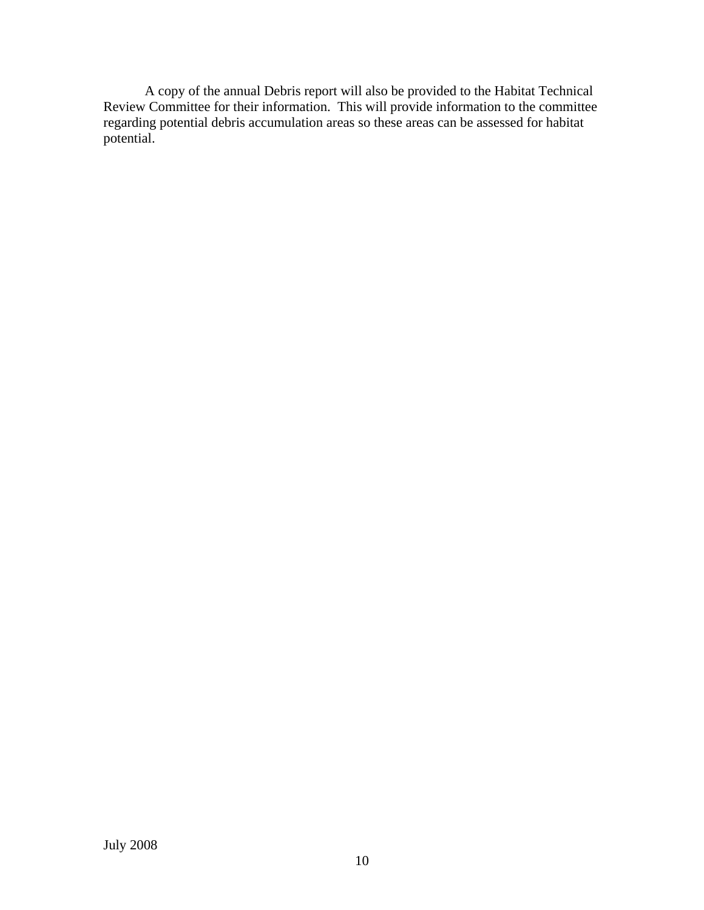A copy of the annual Debris report will also be provided to the Habitat Technical Review Committee for their information. This will provide information to the committee regarding potential debris accumulation areas so these areas can be assessed for habitat potential.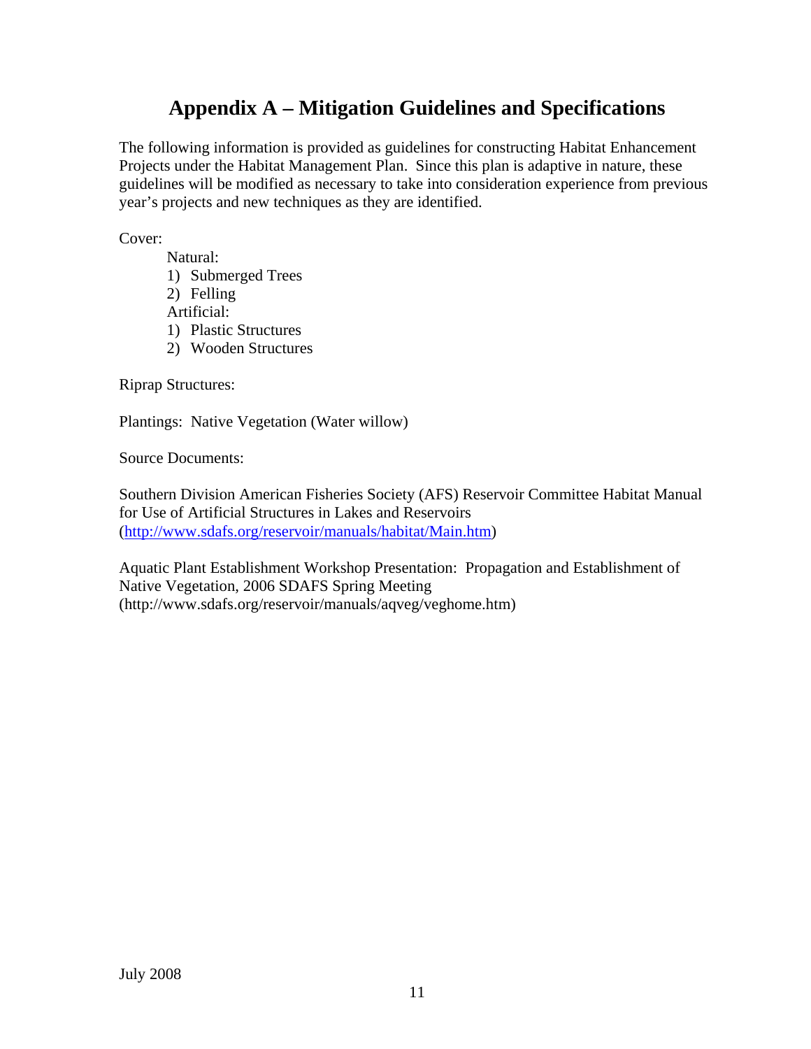# Appendix A – Mitigation Guidelines and Specifications

The following information is provided as guidelines for constructing Habitat Enhancement Projects under the Habitat Management Plan. Since this plan is adaptive in nature, these guidelines will be modified as necessary to take into consideration experience from previous year's projects and new techniques as they are identified.

Cover:

Natural:

1) Submerged Trees
2) Felling

Artificial:

1) Plastic Structures
2) Wooden Structures

Riprap Structures:

Plantings: Native Vegetation (Water willow)

Source Documents:

Southern Division American Fisheries Society (AFS) Reservoir Committee Habitat Manual for Use of Artificial Structures in Lakes and Reservoirs (http://www.sdafs.org/reservoir/manuals/habitat/Main.htm)

Aquatic Plant Establishment Workshop Presentation: Propagation and Establishment of Native Vegetation, 2006 SDAFS Spring Meeting (http://www.sdafs.org/reservoir/manuals/aqveg/veghome.htm)

July 2008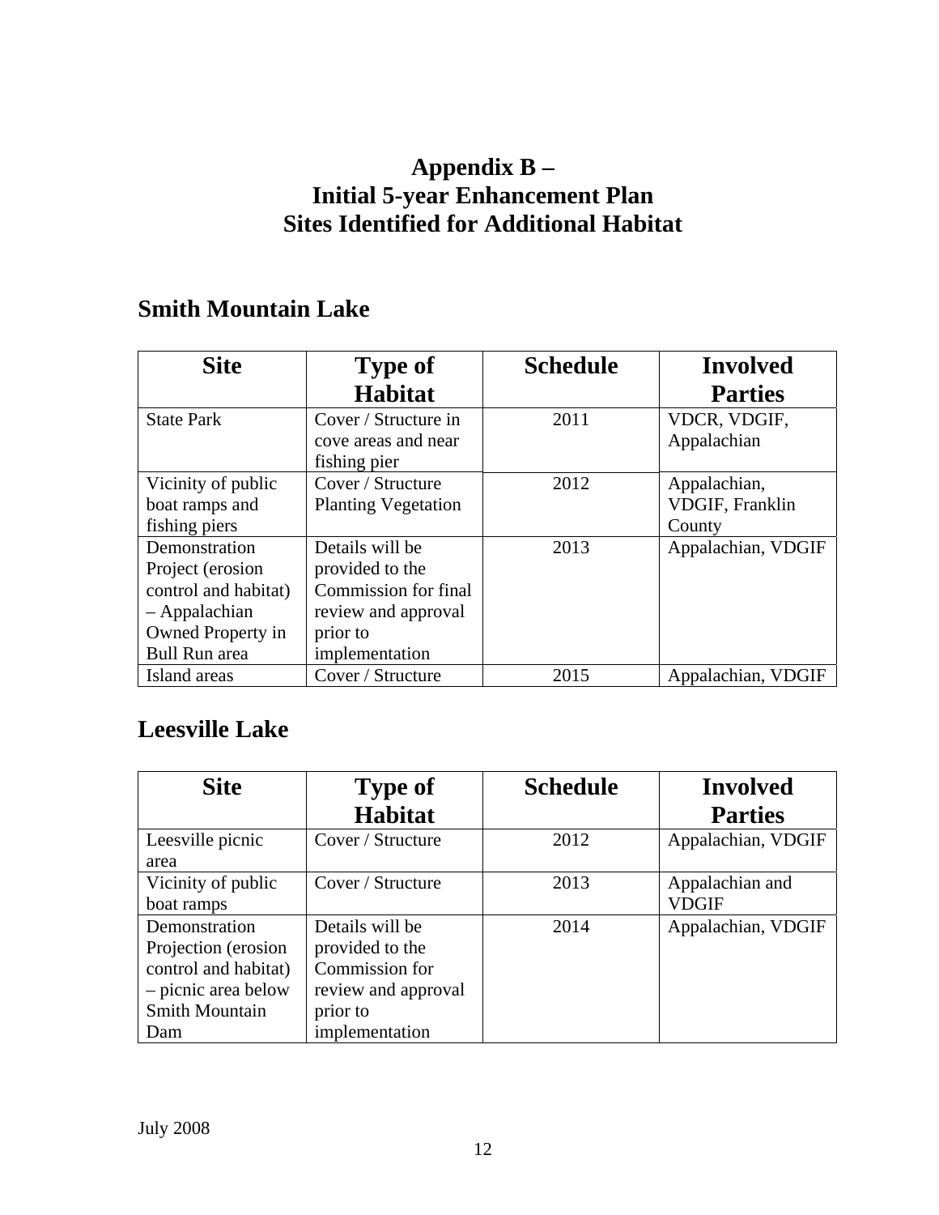# Appendix B – Initial 5-year Enhancement Plan Sites Identified for Additional Habitat

## Smith Mountain Lake

| Site | Type of Habitat | Schedule | Involved Parties |
|---|---|---|---|
| State Park | Cover / Structure in cove areas and near fishing pier | 2011 | VDCR, VDGIF, Appalachian |
| Vicinity of public boat ramps and fishing piers | Cover / Structure Planting Vegetation | 2012 | Appalachian, VDGIF, Franklin County |
| Demonstration Project (erosion control and habitat) – Appalachian Owned Property in Bull Run area | Details will be provided to the Commission for final review and approval prior to implementation | 2013 | Appalachian, VDGIF |
| Island areas | Cover / Structure | 2015 | Appalachian, VDGIF |

## Leesville Lake

| Site | Type of Habitat | Schedule | Involved Parties |
|---|---|---|---|
| Leesville picnic area | Cover / Structure | 2012 | Appalachian, VDGIF |
| Vicinity of public boat ramps | Cover / Structure | 2013 | Appalachian and VDGIF |
| Demonstration Projection (erosion control and habitat) – picnic area below Smith Mountain Dam | Details will be provided to the Commission for review and approval prior to implementation | 2014 | Appalachian, VDGIF |

July 2008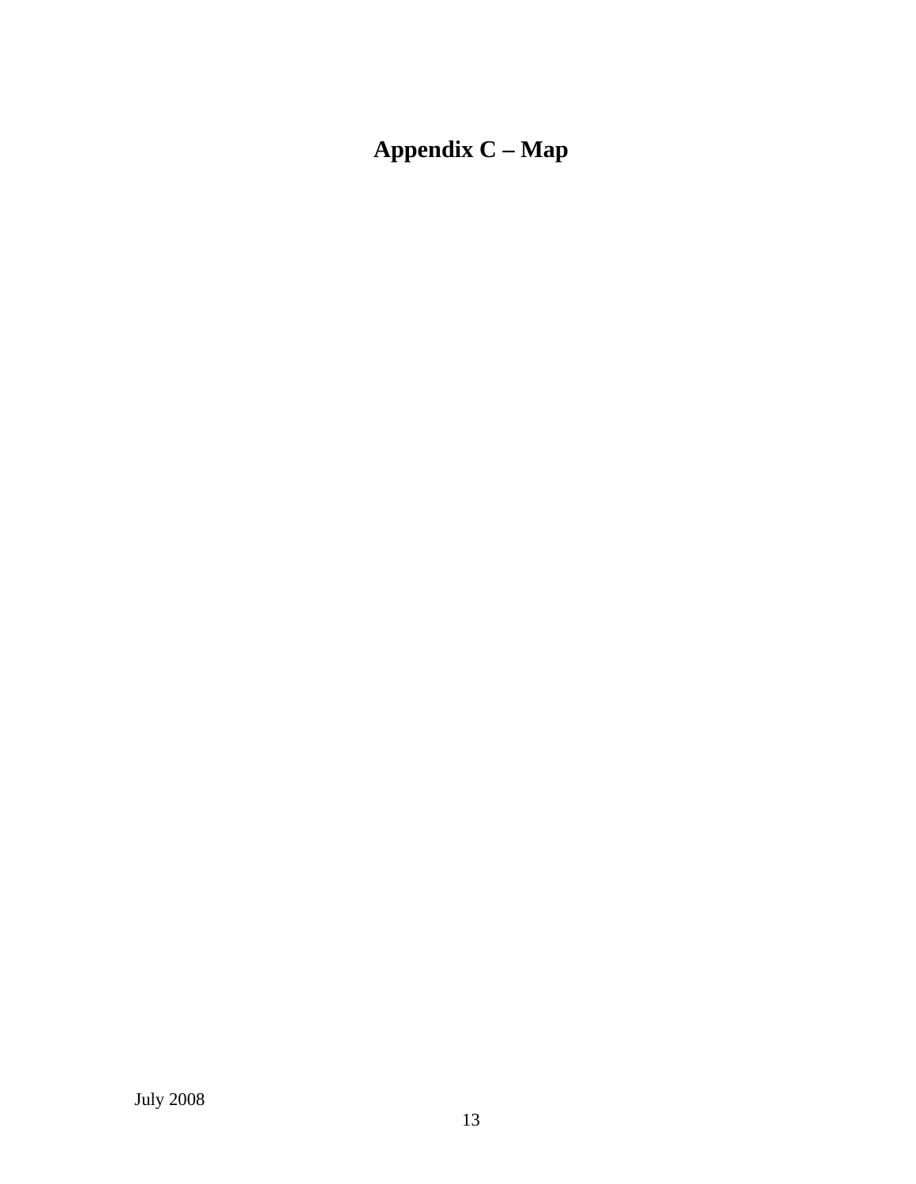# Appendix C – Map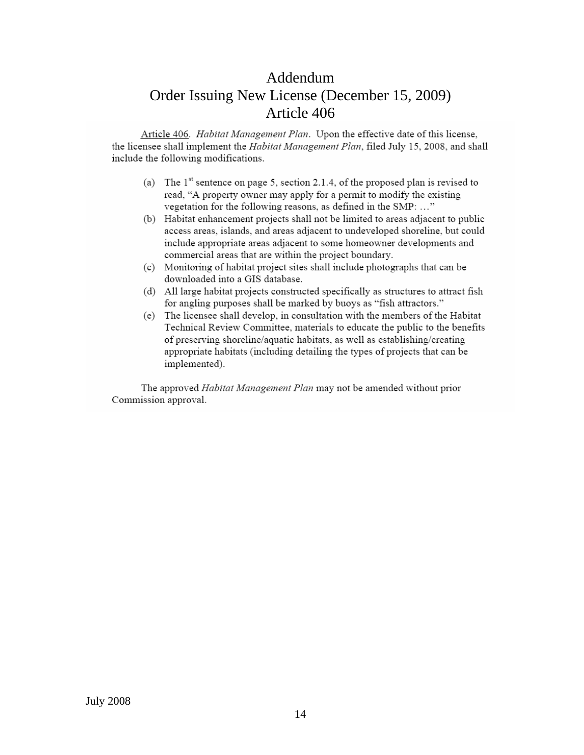# Addendum
# Order Issuing New License (December 15, 2009)
# Article 406

Article 406. *Habitat Management Plan*. Upon the effective date of this license, the licensee shall implement the *Habitat Management Plan*, filed July 15, 2008, and shall include the following modifications.

(a) The 1st sentence on page 5, section 2.1.4, of the proposed plan is revised to read, "A property owner may apply for a permit to modify the existing vegetation for the following reasons, as defined in the SMP: …"

(b) Habitat enhancement projects shall not be limited to areas adjacent to public access areas, islands, and areas adjacent to undeveloped shoreline, but could include appropriate areas adjacent to some homeowner developments and commercial areas that are within the project boundary.

(c) Monitoring of habitat project sites shall include photographs that can be downloaded into a GIS database.

(d) All large habitat projects constructed specifically as structures to attract fish for angling purposes shall be marked by buoys as "fish attractors."

(e) The licensee shall develop, in consultation with the members of the Habitat Technical Review Committee, materials to educate the public to the benefits of preserving shoreline/aquatic habitats, as well as establishing/creating appropriate habitats (including detailing the types of projects that can be implemented).

The approved *Habitat Management Plan* may not be amended without prior Commission approval.